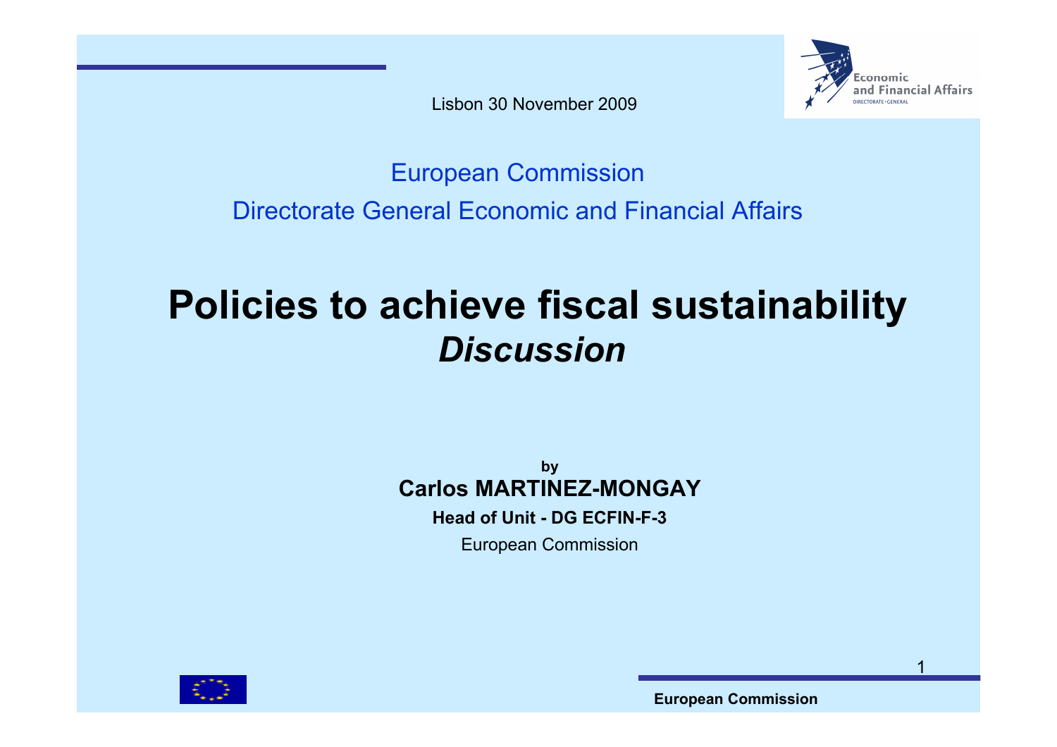Lisbon 30 November 2009

European Commission

Directorate General Economic and Financial Affairs

# Policies to achieve fiscal sustainability
## *Discussion*

**by**

**Carlos MARTINEZ-MONGAY**

**Head of Unit - DG ECFIN-F-3**

European Commission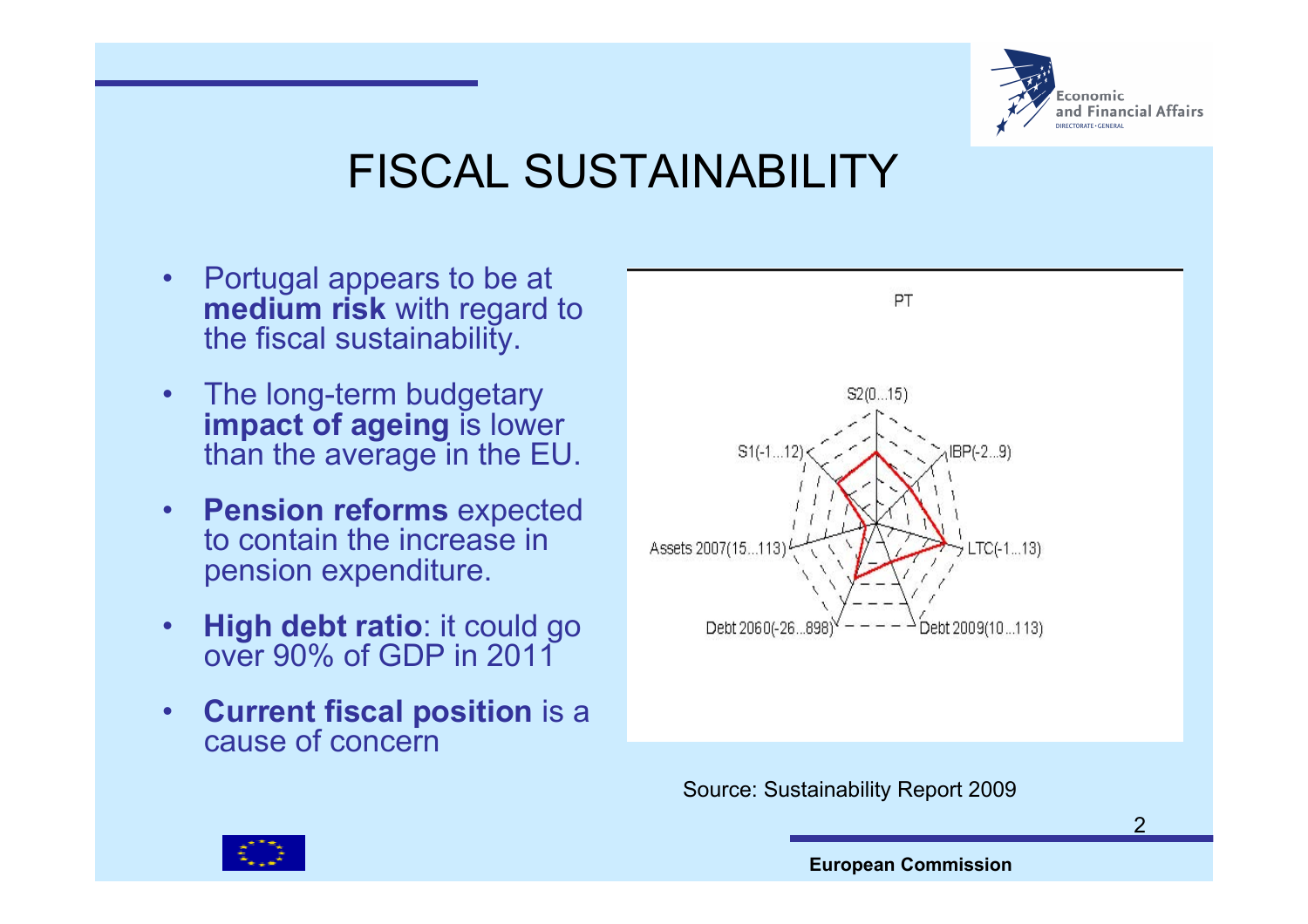# FISCAL SUSTAINABILITY

- Portugal appears to be at **medium risk** with regard to the fiscal sustainability.
- The long-term budgetary **impact of ageing** is lower than the average in the EU.
- **Pension reforms** expected to contain the increase in pension expenditure.
- **High debt ratio**: it could go over 90% of GDP in 2011
- **Current fiscal position** is a cause of concern

PT

S2(0...15)

IBP(-2...9)

LTC(-1...13)

Debt 2009(10...113)

Debt 2060(-26...898)

Assets 2007(15...113)

S1(-1...12)

Source: Sustainability Report 2009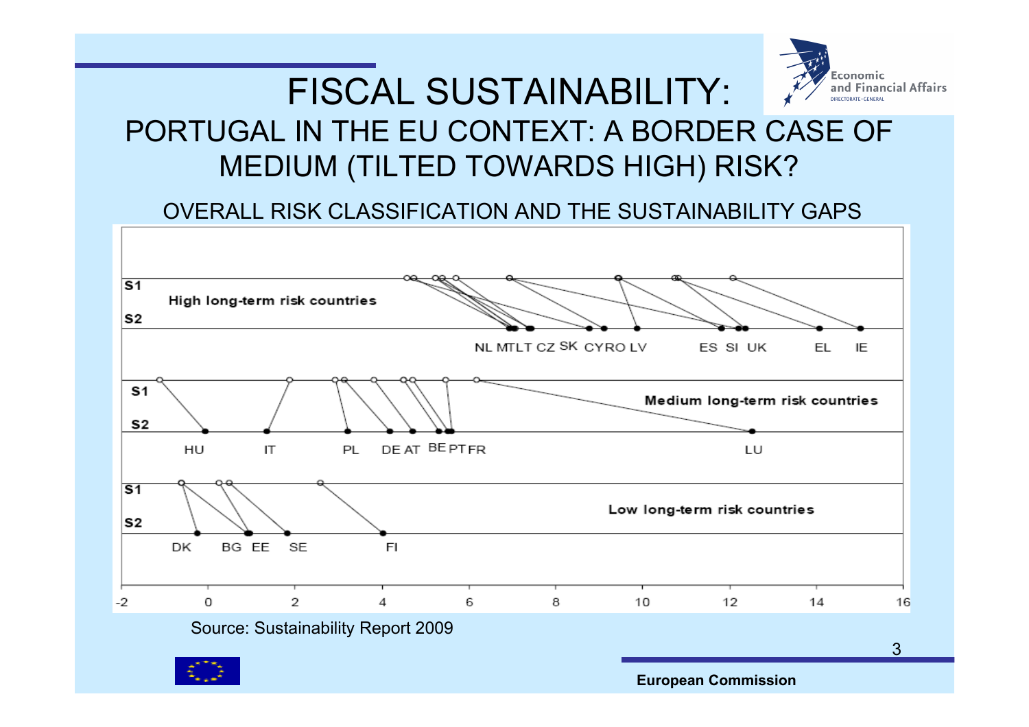# FISCAL SUSTAINABILITY:

## PORTUGAL IN THE EU CONTEXT: A BORDER CASE OF MEDIUM (TILTED TOWARDS HIGH) RISK?

### OVERALL RISK CLASSIFICATION AND THE SUSTAINABILITY GAPS

S1

High long-term risk countries

S2

NL MT LT CZ SK CY RO LV ES SI UK EL IE

S1

Medium long-term risk countries

S2

HU IT PL DE AT BE PT FR LU

S1

Low long-term risk countries

S2

DK BG EE SE FI

-2 0 2 4 6 8 10 12 14 16

Source: Sustainability Report 2009

European Commission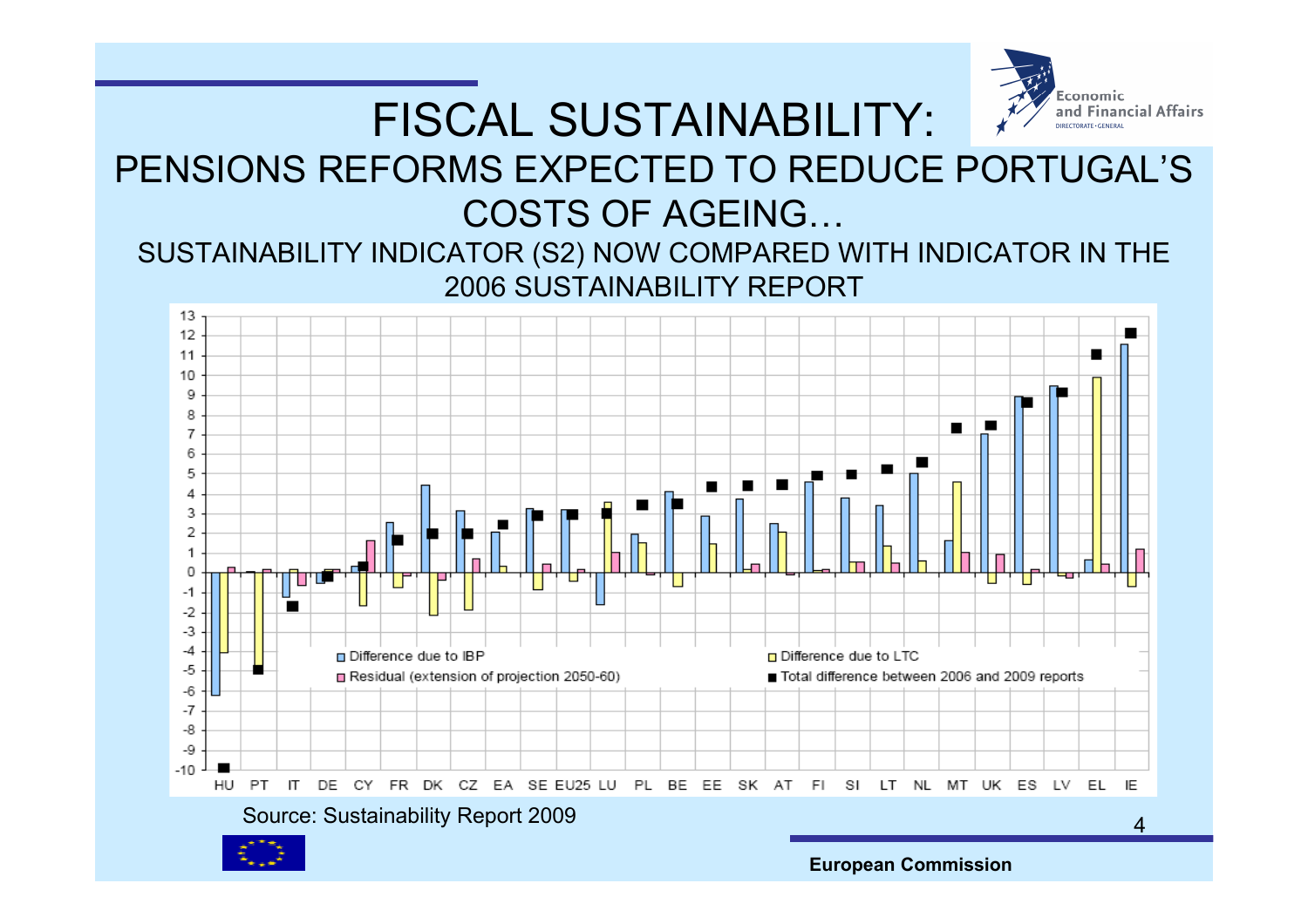# FISCAL SUSTAINABILITY:

## PENSIONS REFORMS EXPECTED TO REDUCE PORTUGAL'S COSTS OF AGEING…

### SUSTAINABILITY INDICATOR (S2) NOW COMPARED WITH INDICATOR IN THE 2006 SUSTAINABILITY REPORT

Legend: Difference due to IBP; Difference due to LTC; Residual (extension of projection 2050-60); Total difference between 2006 and 2009 reports

Countries: HU, PT, IT, DE, CY, FR, DK, CZ, EA, SE, EU25, LU, PL, BE, EE, SK, AT, FI, SI, LT, NL, MT, UK, ES, LV, EL, IE

Source: Sustainability Report 2009

**European Commission**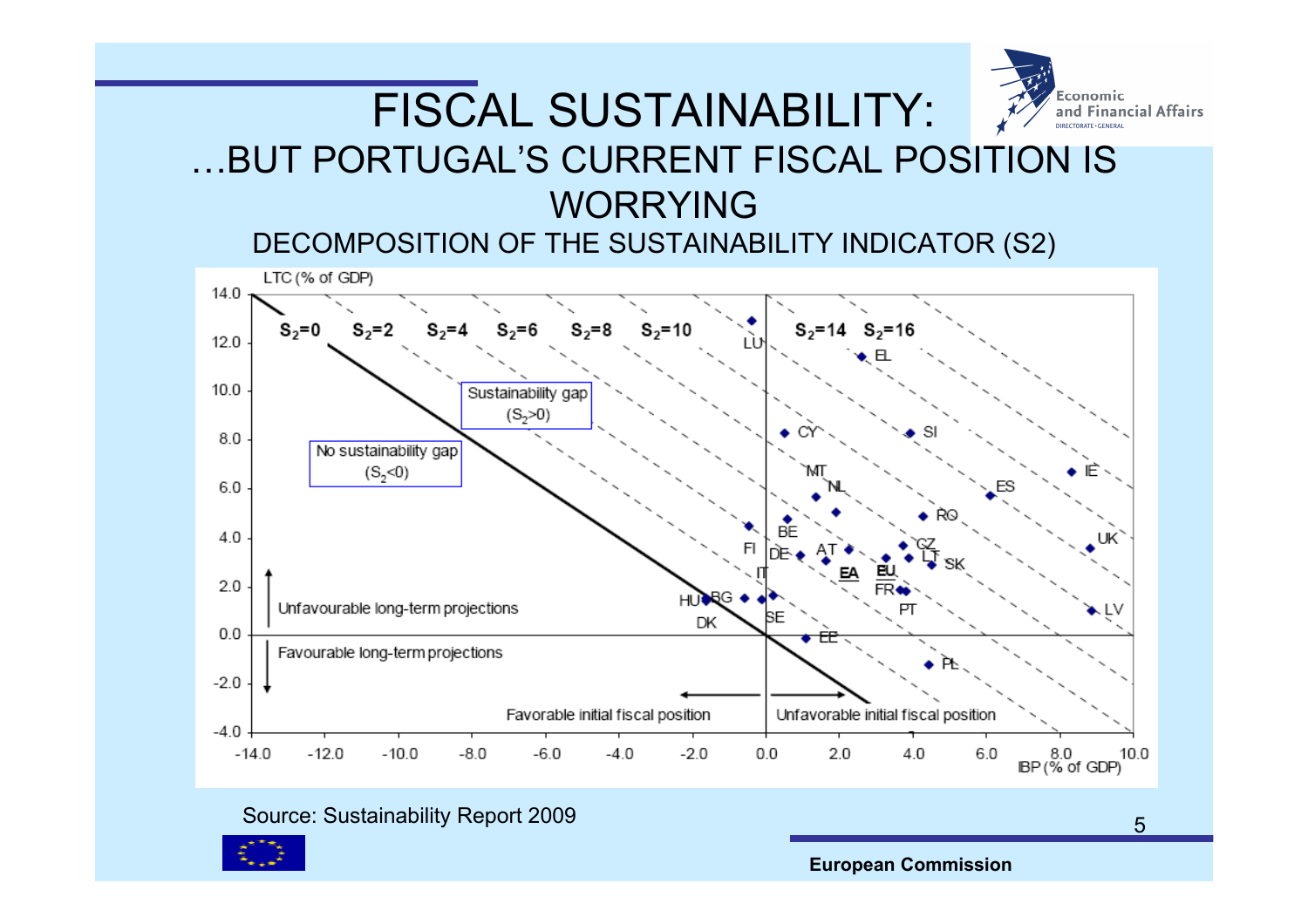# FISCAL SUSTAINABILITY:

## ...BUT PORTUGAL'S CURRENT FISCAL POSITION IS WORRYING

### DECOMPOSITION OF THE SUSTAINABILITY INDICATOR (S2)

LTC (% of GDP)

$S_2=0$ $S_2=2$ $S_2=4$ $S_2=6$ $S_2=8$ $S_2=10$ $S_2=14$ $S_2=16$

Sustainability gap ($S_2>0$)

No sustainability gap ($S_2<0$)

Unfavourable long-term projections

Favourable long-term projections

Favorable initial fiscal position

Unfavorable initial fiscal position

LU, EL, CY, SI, IE, MT, NL, ES, RO, BE, FI, DE, AT, CZ, LT, UK, SK, EA, EU, IT, FR, PT, HU, BG, LV, DK, SE, EE, PL

IBP (% of GDP)

Source: Sustainability Report 2009

European Commission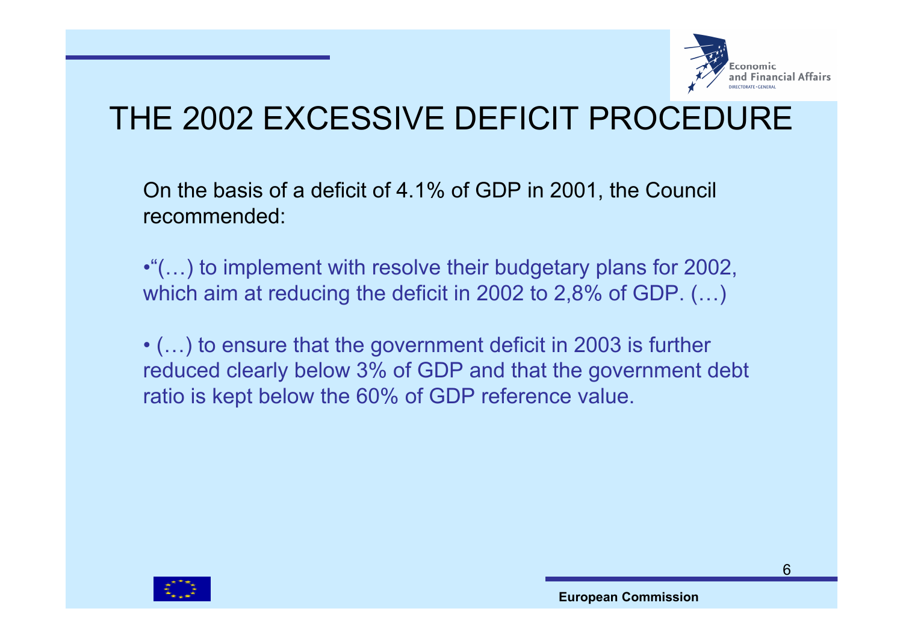# THE 2002 EXCESSIVE DEFICIT PROCEDURE

On the basis of a deficit of 4.1% of GDP in 2001, the Council recommended:

•"(…) to implement with resolve their budgetary plans for 2002, which aim at reducing the deficit in 2002 to 2,8% of GDP. (…)

• (…) to ensure that the government deficit in 2003 is further reduced clearly below 3% of GDP and that the government debt ratio is kept below the 60% of GDP reference value.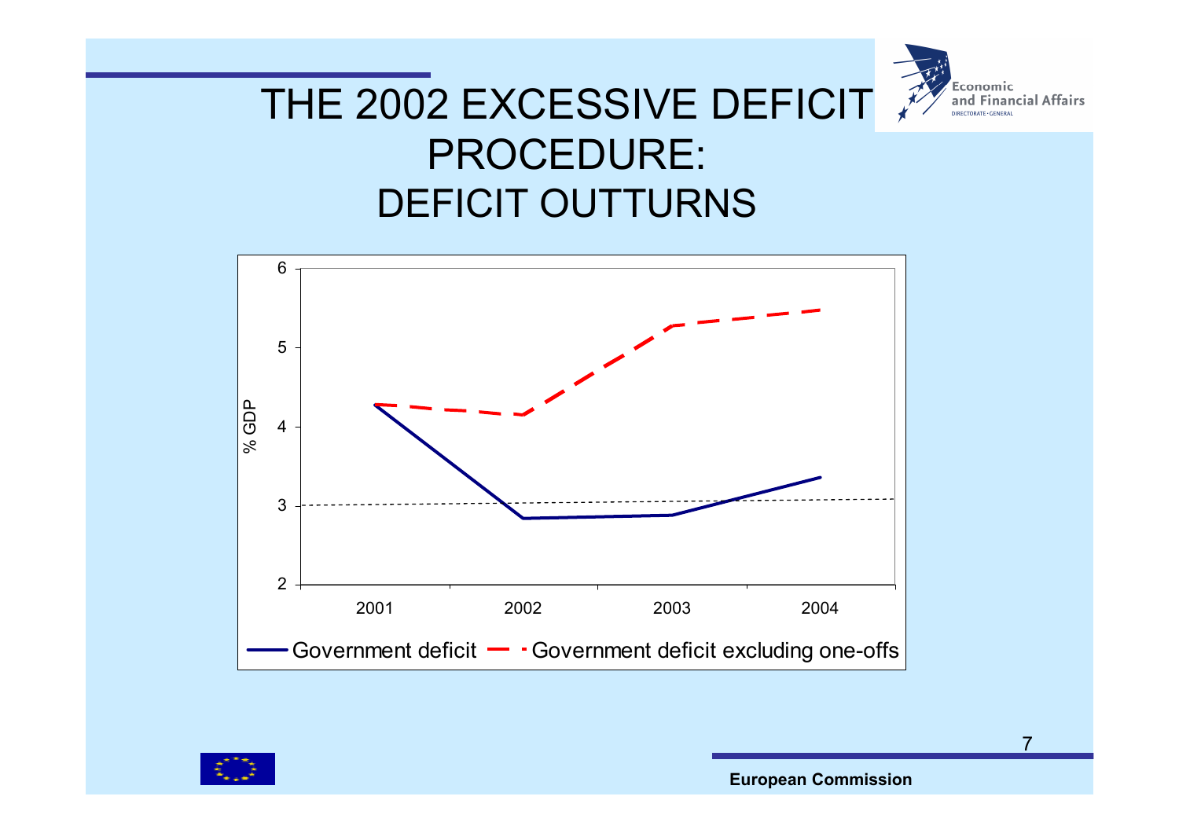# THE 2002 EXCESSIVE DEFICIT PROCEDURE: DEFICIT OUTTURNS

% GDP

6
5
4
3
2

2001 2002 2003 2004

Government deficit — Government deficit excluding one-offs

**European Commission**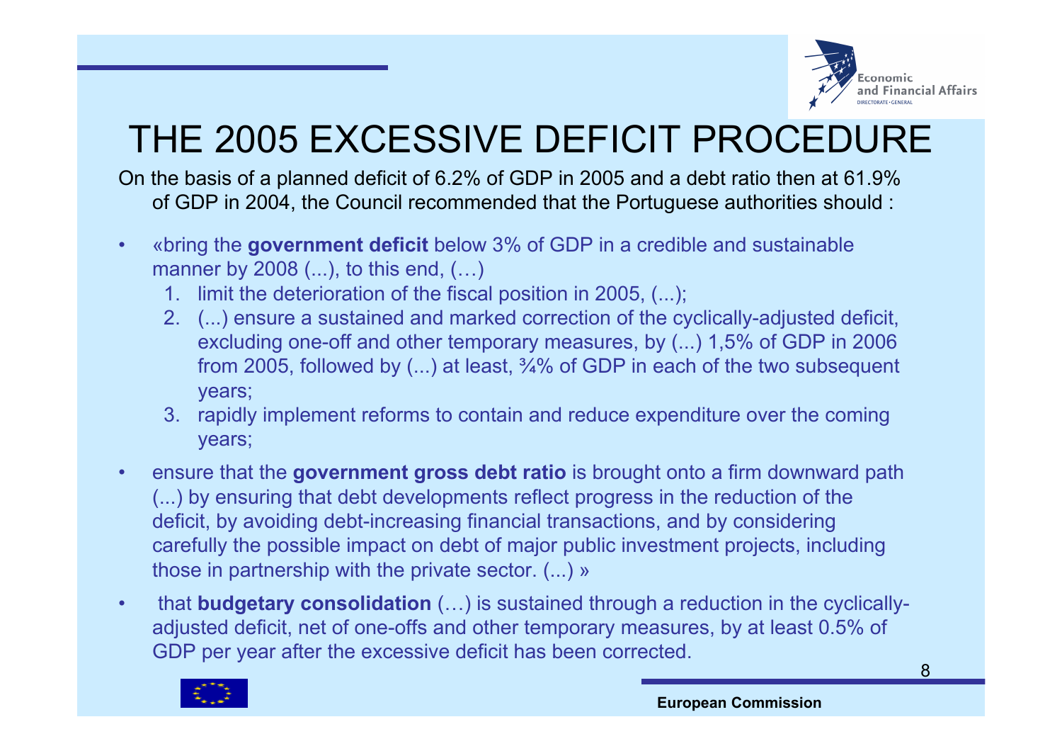# THE 2005 EXCESSIVE DEFICIT PROCEDURE

On the basis of a planned deficit of 6.2% of GDP in 2005 and a debt ratio then at 61.9% of GDP in 2004, the Council recommended that the Portuguese authorities should :

- «bring the **government deficit** below 3% of GDP in a credible and sustainable manner by 2008 (...), to this end, (…)
  1. limit the deterioration of the fiscal position in 2005, (...);
  2. (...) ensure a sustained and marked correction of the cyclically-adjusted deficit, excluding one-off and other temporary measures, by (...) 1,5% of GDP in 2006 from 2005, followed by (...) at least, ¾% of GDP in each of the two subsequent years;
  3. rapidly implement reforms to contain and reduce expenditure over the coming years;
- ensure that the **government gross debt ratio** is brought onto a firm downward path (...) by ensuring that debt developments reflect progress in the reduction of the deficit, by avoiding debt-increasing financial transactions, and by considering carefully the possible impact on debt of major public investment projects, including those in partnership with the private sector. (...) »
- that **budgetary consolidation** (…) is sustained through a reduction in the cyclically-adjusted deficit, net of one-offs and other temporary measures, by at least 0.5% of GDP per year after the excessive deficit has been corrected.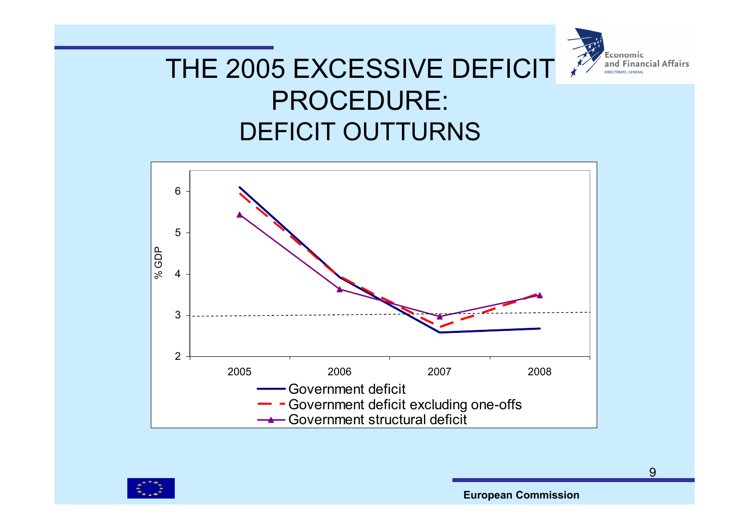# THE 2005 EXCESSIVE DEFICIT PROCEDURE: DEFICIT OUTTURNS

% GDP

2005 2006 2007 2008

- Government deficit
- Government deficit excluding one-offs
- Government structural deficit

**European Commission**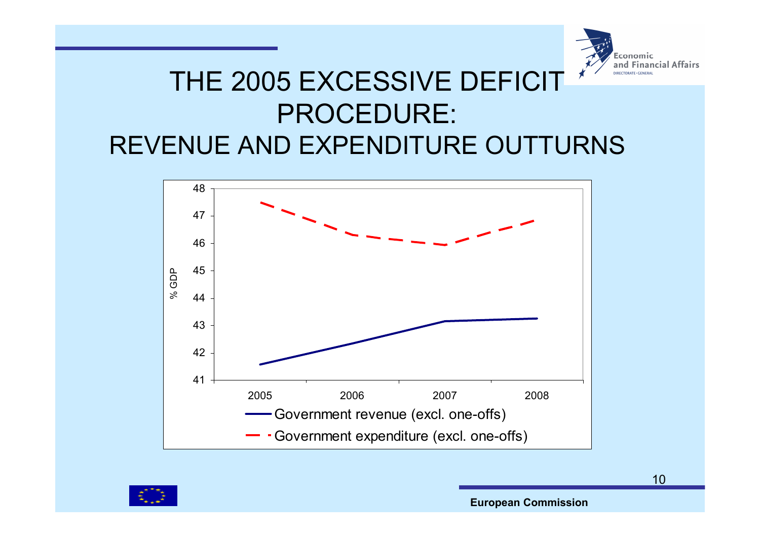# THE 2005 EXCESSIVE DEFICIT PROCEDURE: REVENUE AND EXPENDITURE OUTTURNS

% GDP

48
47
46
45
44
43
42
41

2005 2006 2007 2008

Government revenue (excl. one-offs)

Government expenditure (excl. one-offs)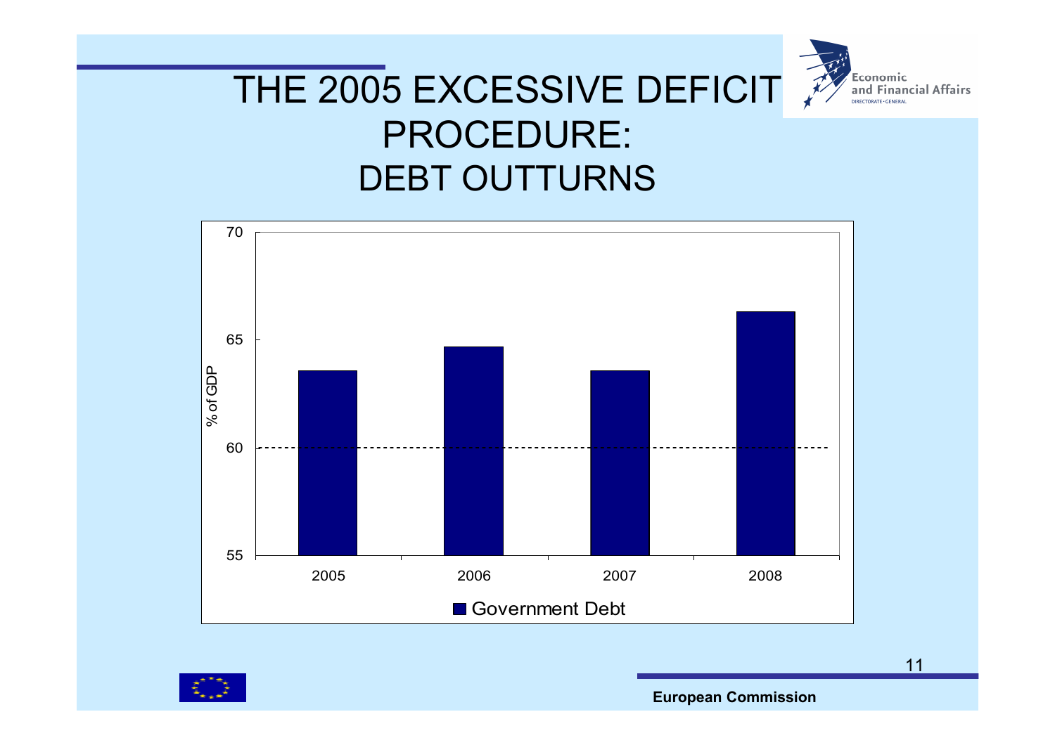# THE 2005 EXCESSIVE DEFICIT PROCEDURE: DEBT OUTTURNS

Economic and Financial Affairs
DIRECTORATE-GENERAL

70

65

% of GDP

60

55

2005 2006 2007 2008

Government Debt

European Commission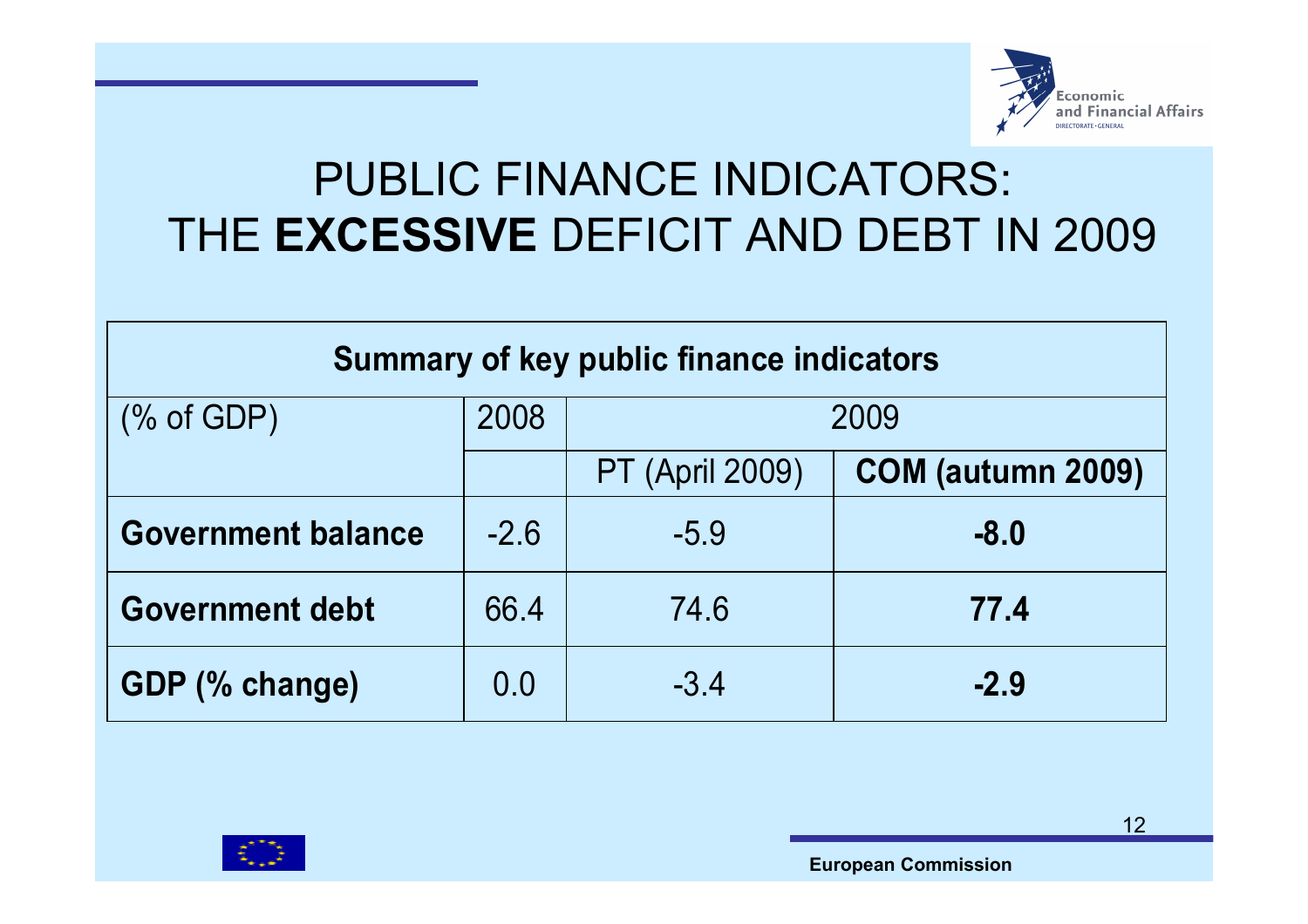# PUBLIC FINANCE INDICATORS: THE **EXCESSIVE** DEFICIT AND DEBT IN 2009

**Summary of key public finance indicators**

| (% of GDP) | 2008 | 2009 | |
|---|---|---|---|
| | | PT (April 2009) | **COM (autumn 2009)** |
| **Government balance** | -2.6 | -5.9 | **-8.0** |
| **Government debt** | 66.4 | 74.6 | **77.4** |
| **GDP (% change)** | 0.0 | -3.4 | **-2.9** |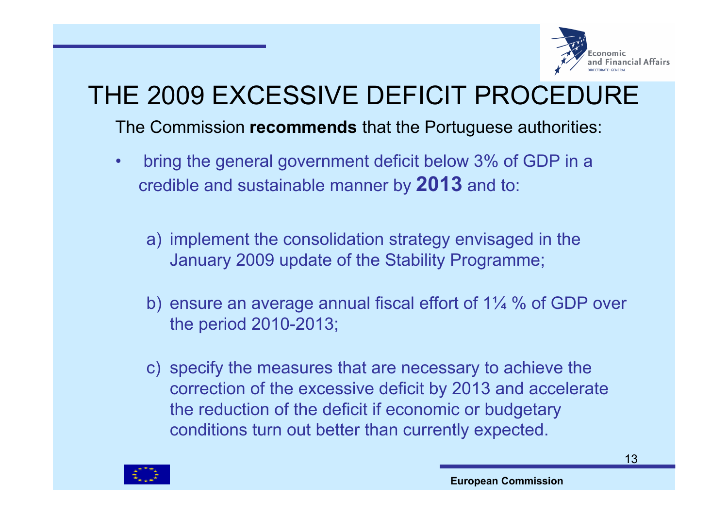# THE 2009 EXCESSIVE DEFICIT PROCEDURE

The Commission **recommends** that the Portuguese authorities:

- bring the general government deficit below 3% of GDP in a credible and sustainable manner by **2013** and to:

  a) implement the consolidation strategy envisaged in the January 2009 update of the Stability Programme;

  b) ensure an average annual fiscal effort of 1¼ % of GDP over the period 2010-2013;

  c) specify the measures that are necessary to achieve the correction of the excessive deficit by 2013 and accelerate the reduction of the deficit if economic or budgetary conditions turn out better than currently expected.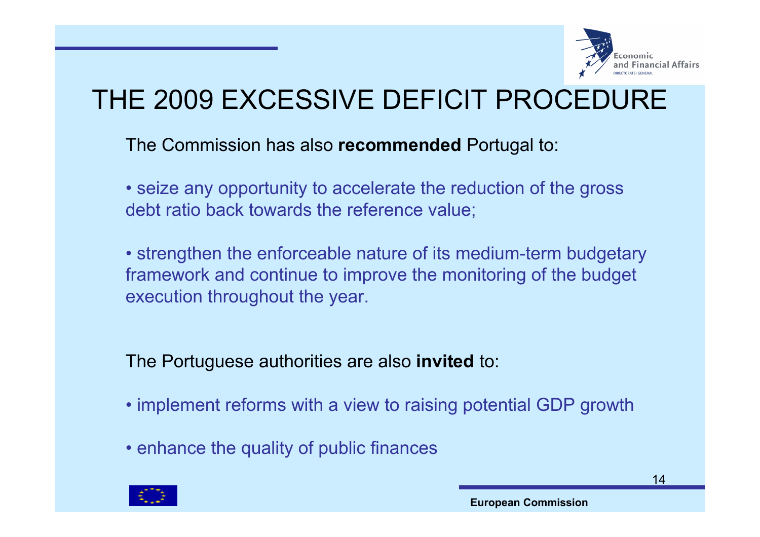# THE 2009 EXCESSIVE DEFICIT PROCEDURE

The Commission has also **recommended** Portugal to:

- seize any opportunity to accelerate the reduction of the gross debt ratio back towards the reference value;
- strengthen the enforceable nature of its medium-term budgetary framework and continue to improve the monitoring of the budget execution throughout the year.

The Portuguese authorities are also **invited** to:

- implement reforms with a view to raising potential GDP growth
- enhance the quality of public finances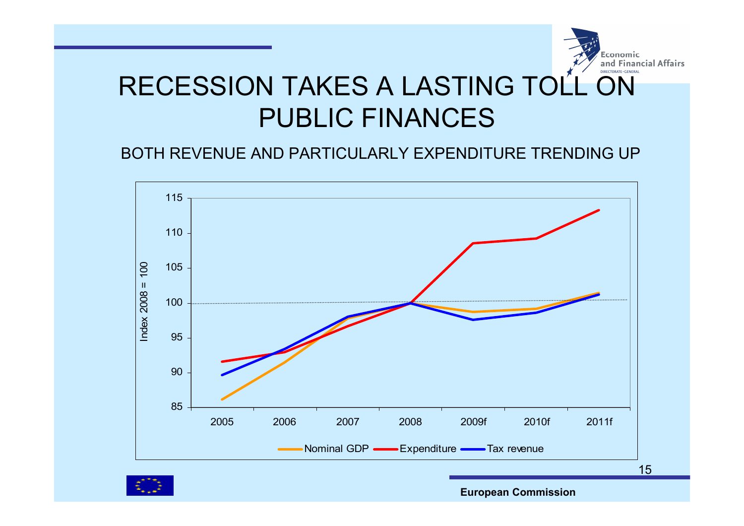# RECESSION TAKES A LASTING TOLL ON PUBLIC FINANCES

BOTH REVENUE AND PARTICULARLY EXPENDITURE TRENDING UP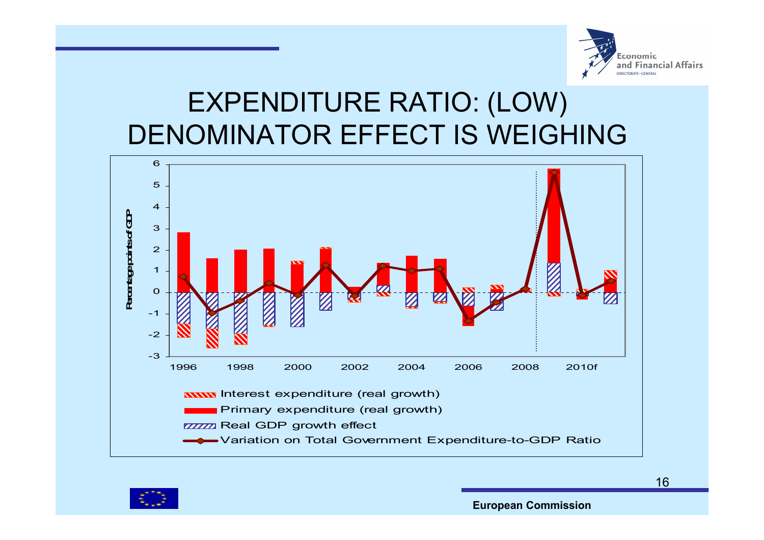# EXPENDITURE RATIO: (LOW) DENOMINATOR EFFECT IS WEIGHING

Percentage points of GDP

6
5
4
3
2
1
0
-1
-2
-3

1996 1998 2000 2002 2004 2006 2008 2010f

Interest expenditure (real growth)

Primary expenditure (real growth)

Real GDP growth effect

Variation on Total Government Expenditure-to-GDP Ratio

European Commission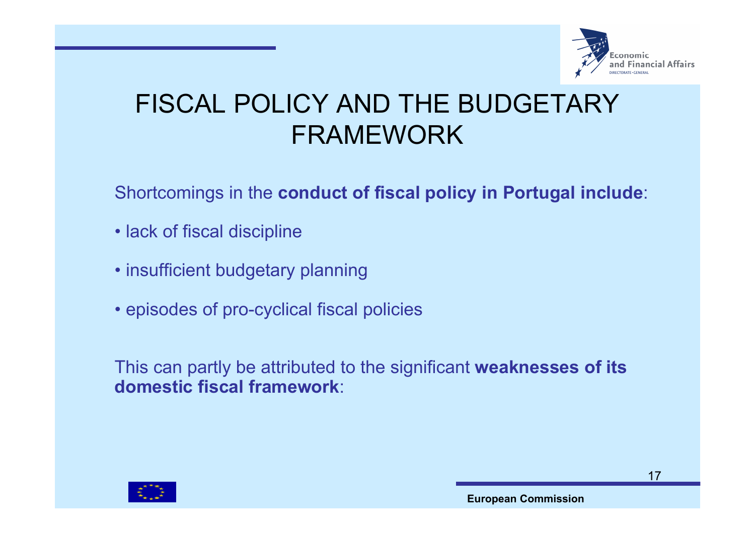# FISCAL POLICY AND THE BUDGETARY FRAMEWORK

Shortcomings in the **conduct of fiscal policy in Portugal include**:

- lack of fiscal discipline
- insufficient budgetary planning
- episodes of pro-cyclical fiscal policies

This can partly be attributed to the significant **weaknesses of its domestic fiscal framework**: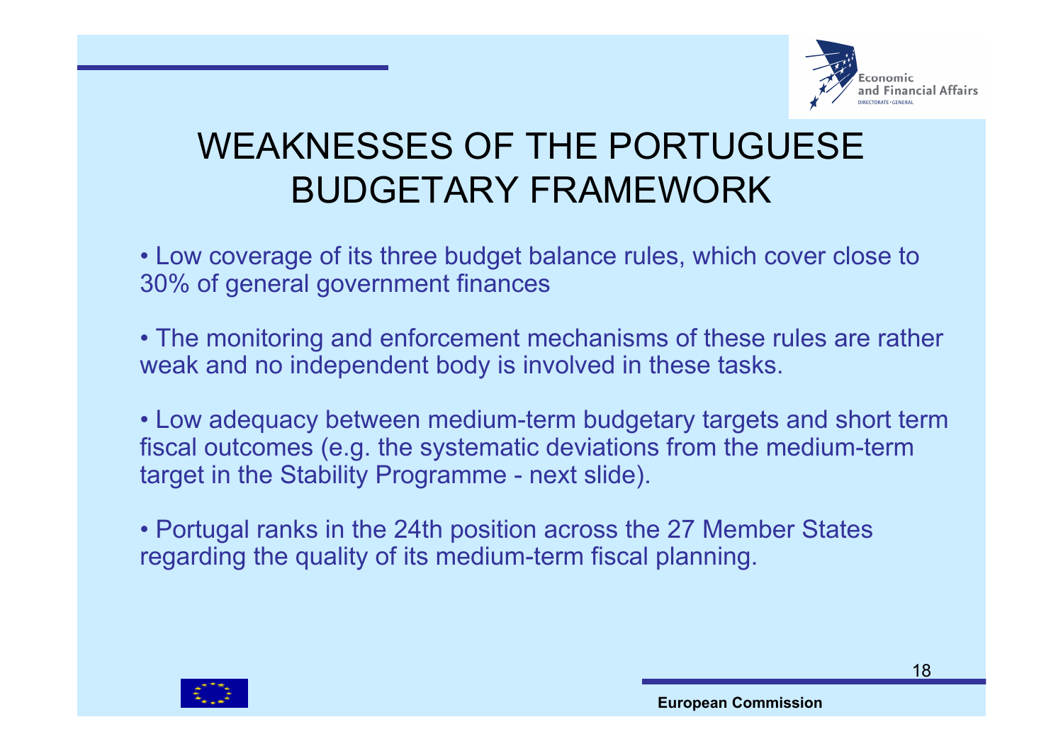# WEAKNESSES OF THE PORTUGUESE BUDGETARY FRAMEWORK

- Low coverage of its three budget balance rules, which cover close to 30% of general government finances
- The monitoring and enforcement mechanisms of these rules are rather weak and no independent body is involved in these tasks.
- Low adequacy between medium-term budgetary targets and short term fiscal outcomes (e.g. the systematic deviations from the medium-term target in the Stability Programme - next slide).
- Portugal ranks in the 24th position across the 27 Member States regarding the quality of its medium-term fiscal planning.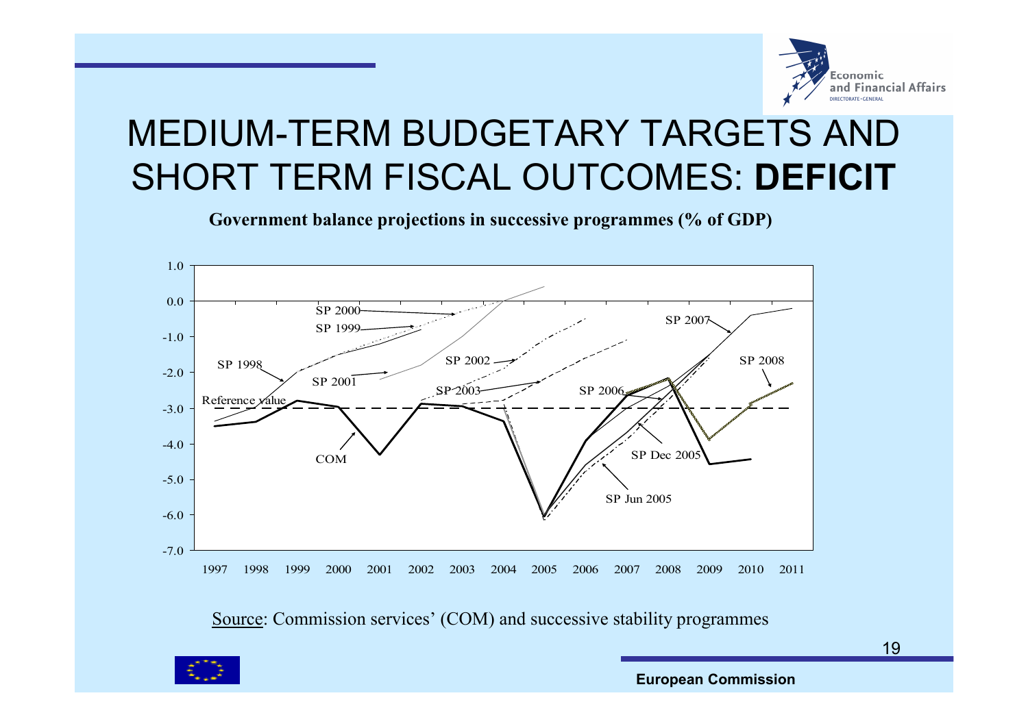# MEDIUM-TERM BUDGETARY TARGETS AND SHORT TERM FISCAL OUTCOMES: **DEFICIT**

**Government balance projections in successive programmes (% of GDP)**

Source: Commission services' (COM) and successive stability programmes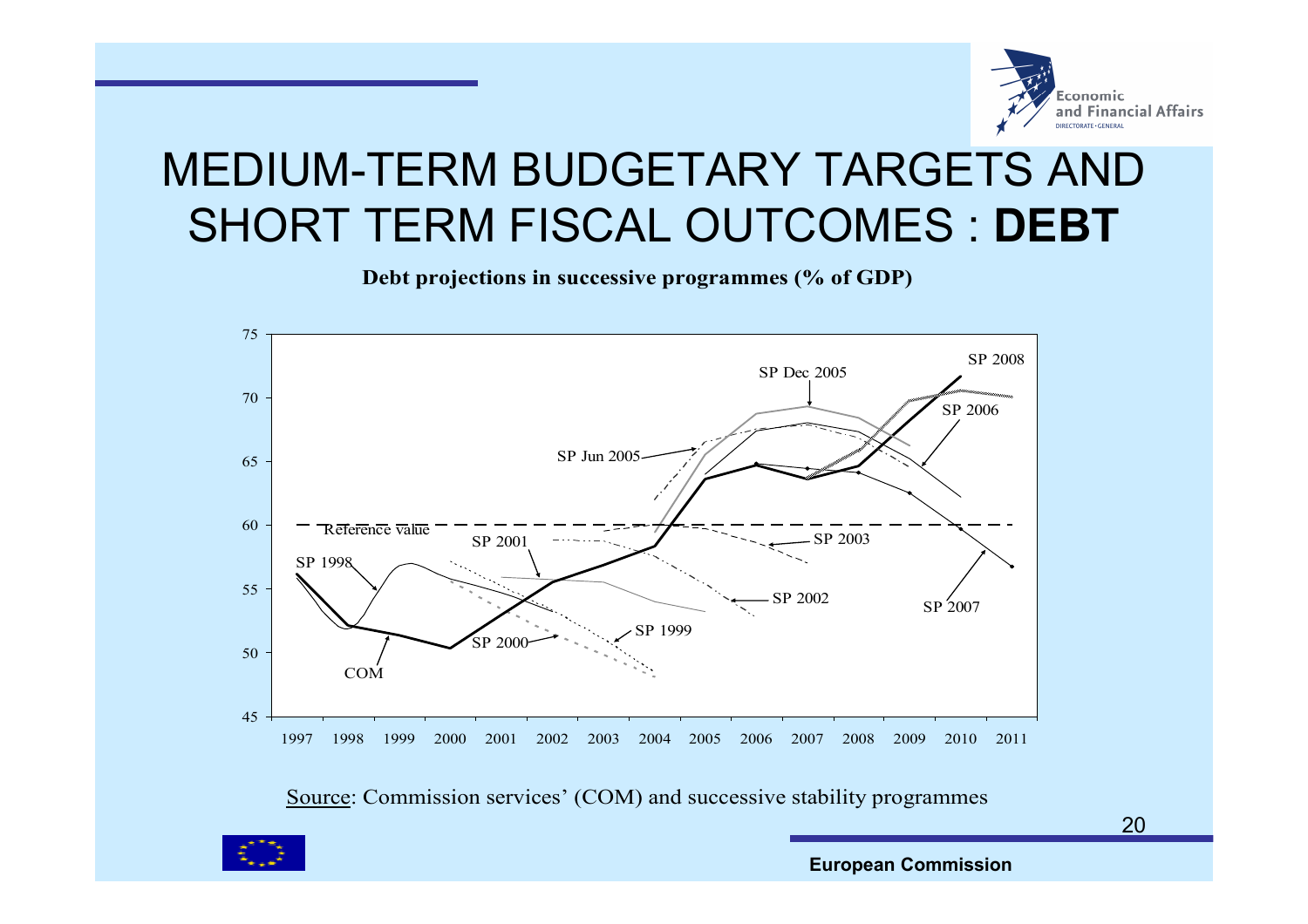# MEDIUM-TERM BUDGETARY TARGETS AND SHORT TERM FISCAL OUTCOMES : **DEBT**

**Debt projections in successive programmes (% of GDP)**

Source: Commission services' (COM) and successive stability programmes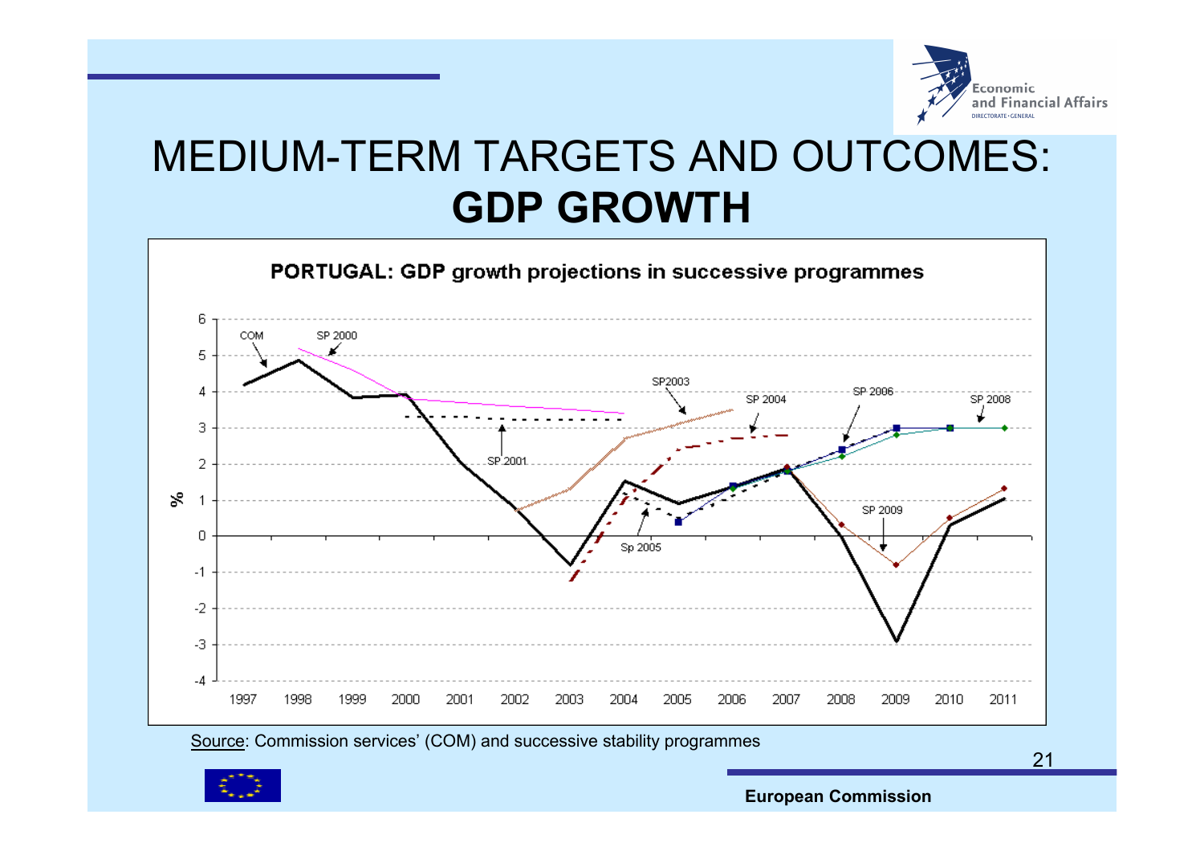# MEDIUM-TERM TARGETS AND OUTCOMES: **GDP GROWTH**

PORTUGAL: GDP growth projections in successive programmes

%

6
5
4
3
2
1
0
-1
-2
-3
-4

1997 1998 1999 2000 2001 2002 2003 2004 2005 2006 2007 2008 2009 2010 2011

COM
SP 2000
SP2003
SP 2004
SP 2006
SP 2008
SP 2001
SP 2009
Sp 2005

Source: Commission services' (COM) and successive stability programmes

European Commission